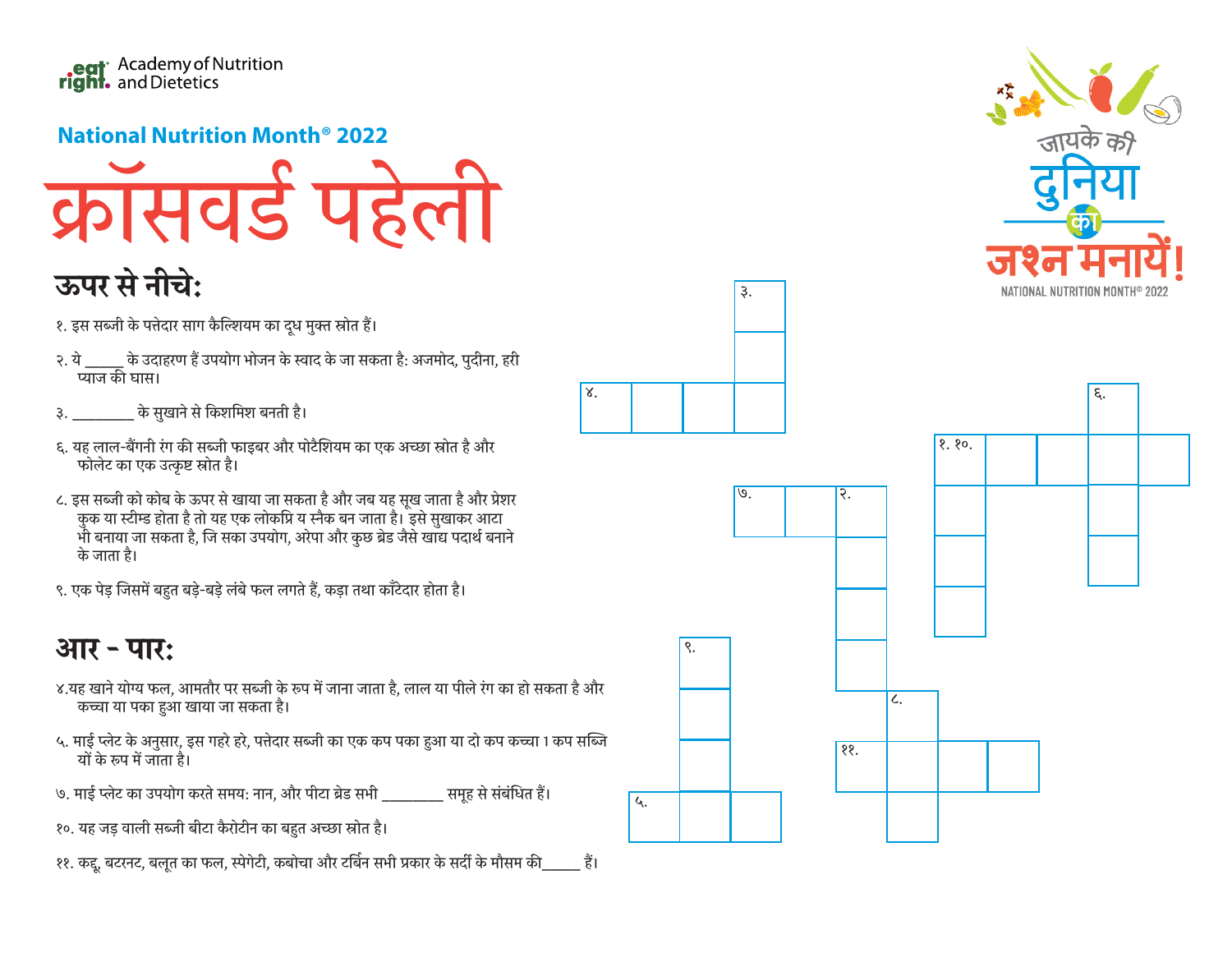Academy of Nutrition and Dietetics

**National Nutrition Month® 2022**

# क्रॉसवर्ड पहेली

जायके की दुनिया का जश्न मनायें!

NATIONAL NUTRITION MONTH® 2022

## ऊपर से नीचे:

१. इस सब्जी के पत्तेदार साग कैल्शियम का दूध मुक्त स्रोत हैं।

२. ये _____ के उदाहरण हैं उपयोग भोजन के स्वाद के जा सकता है: अजमोद, पुदीना, हरी प्याज की घास।

३. ________ के सुखाने से किशमिश बनती है।

६. यह लाल-बैंगनी रंग की सब्जी फाइबर और पोटैशियम का एक अच्छा स्रोत है और फोलेट का एक उत्कृष्ट स्रोत है।

८. इस सब्जी को कोब के ऊपर से खाया जा सकता है और जब यह सूख जाता है और प्रेशर कुक या स्टीम्ड होता है तो यह एक लोकप्रि य स्नैक बन जाता है। इसे सुखाकर आटा भी बनाया जा सकता है, जि सका उपयोग, अरेपा और कुछ ब्रेड जैसे खाद्य पदार्थ बनाने के जाता है।

९. एक पेड़ जिसमें बहुत बड़े-बड़े लंबे फल लगते हैं, कड़ा तथा काँटेदार होता है।

## आर - पार:

४.यह खाने योग्य फल, आमतौर पर सब्जी के रूप में जाना जाता है, लाल या पीले रंग का हो सकता है और कच्चा या पका हुआ खाया जा सकता है।

५. माई प्लेट के अनुसार, इस गहरे हरे, पत्तेदार सब्जी का एक कप पका हुआ या दो कप कच्चा 1 कप सब्जि यों के रूप में जाता है।

७. माई प्लेट का उपयोग करते समय: नान, और पीटा ब्रेड सभी ________ समूह से संबंधित हैं।

१०. यह जड़ वाली सब्जी बीटा कैरोटीन का बहुत अच्छा स्रोत है।

११. कद्दू, बटरनट, बलूत का फल, स्पेगेटी, कबोचा और टर्बिन सभी प्रकार के सर्दी के मौसम की_____ हैं।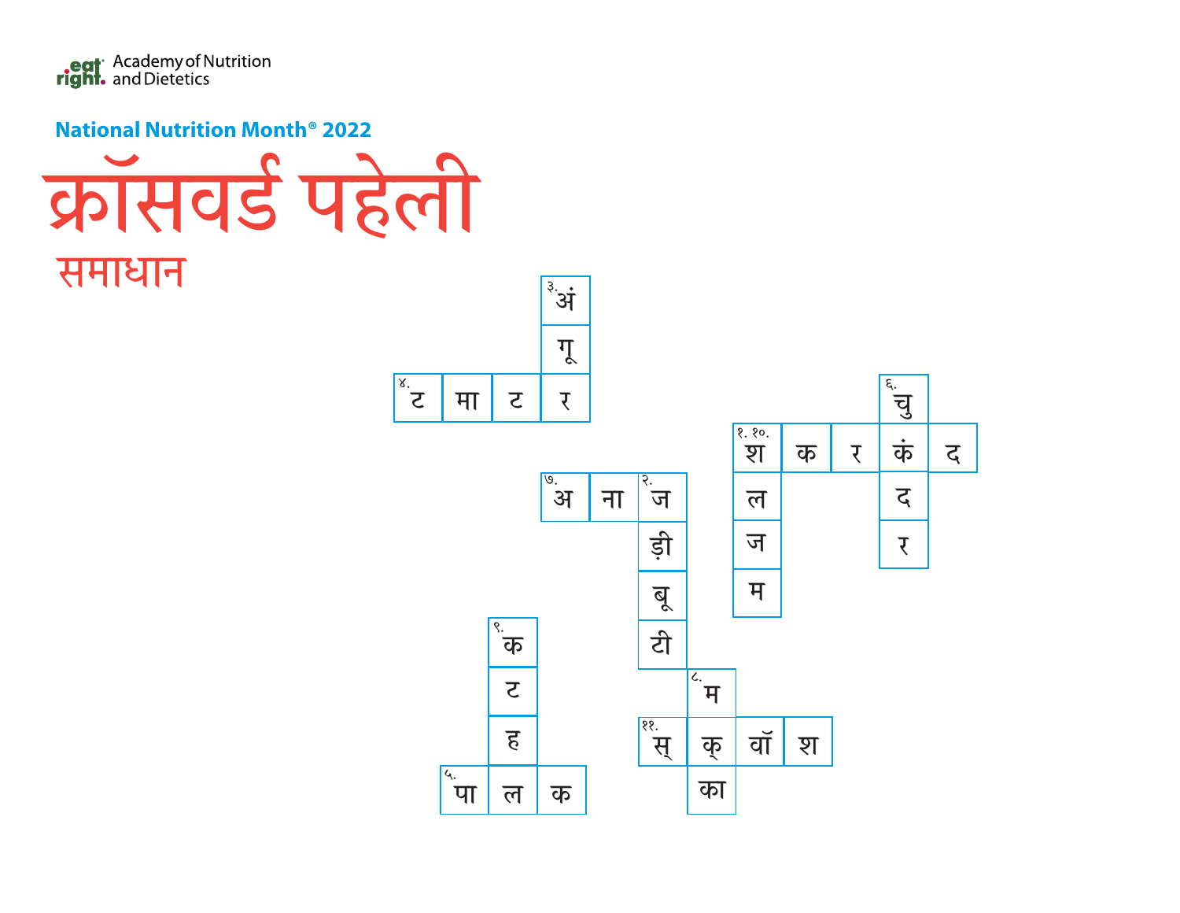eat right. Academy of Nutrition and Dietetics

**National Nutrition Month® 2022**

# क्रॉसवर्ड पहेली

## समाधान

१. श ल ज म

२. ज ड़ी बू टी

३. अं गू र

४. ट मा ट र

५. पा ल क

६. चु कं द र

७. अ ना ज

८. म क् का

९. क ट ह ल

१०. श क र कं द

११. स् क् वॉ श